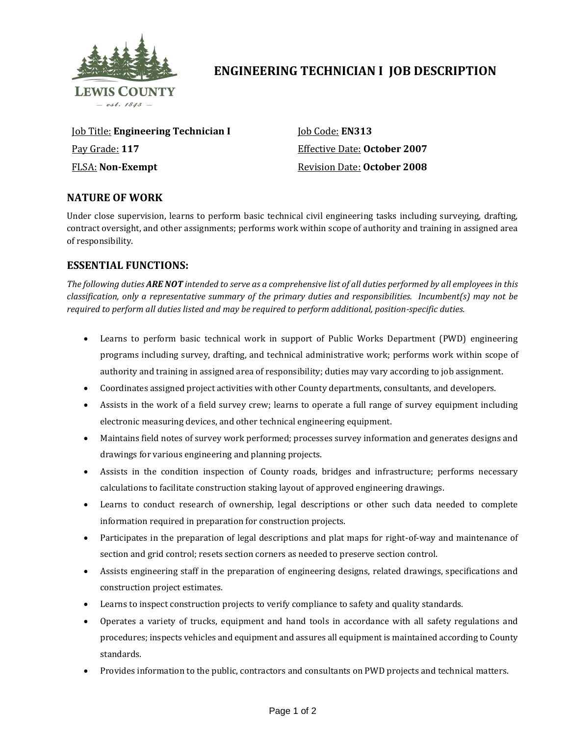# ENGINEERING TECHNICIAN I JOB DESCRIPTION

Job Title: **Engineering Technician I**

Job Code: **EN313**

Pay Grade: **117**

Effective Date: **October 2007**

FLSA: **Non-Exempt**

Revision Date: **October 2008**

## NATURE OF WORK

Under close supervision, learns to perform basic technical civil engineering tasks including surveying, drafting, contract oversight, and other assignments; performs work within scope of authority and training in assigned area of responsibility.

## ESSENTIAL FUNCTIONS:

*The following duties **ARE NOT** intended to serve as a comprehensive list of all duties performed by all employees in this classification, only a representative summary of the primary duties and responsibilities. Incumbent(s) may not be required to perform all duties listed and may be required to perform additional, position-specific duties.*

- Learns to perform basic technical work in support of Public Works Department (PWD) engineering programs including survey, drafting, and technical administrative work; performs work within scope of authority and training in assigned area of responsibility; duties may vary according to job assignment.
- Coordinates assigned project activities with other County departments, consultants, and developers.
- Assists in the work of a field survey crew; learns to operate a full range of survey equipment including electronic measuring devices, and other technical engineering equipment.
- Maintains field notes of survey work performed; processes survey information and generates designs and drawings for various engineering and planning projects.
- Assists in the condition inspection of County roads, bridges and infrastructure; performs necessary calculations to facilitate construction staking layout of approved engineering drawings.
- Learns to conduct research of ownership, legal descriptions or other such data needed to complete information required in preparation for construction projects.
- Participates in the preparation of legal descriptions and plat maps for right-of-way and maintenance of section and grid control; resets section corners as needed to preserve section control.
- Assists engineering staff in the preparation of engineering designs, related drawings, specifications and construction project estimates.
- Learns to inspect construction projects to verify compliance to safety and quality standards.
- Operates a variety of trucks, equipment and hand tools in accordance with all safety regulations and procedures; inspects vehicles and equipment and assures all equipment is maintained according to County standards.
- Provides information to the public, contractors and consultants on PWD projects and technical matters.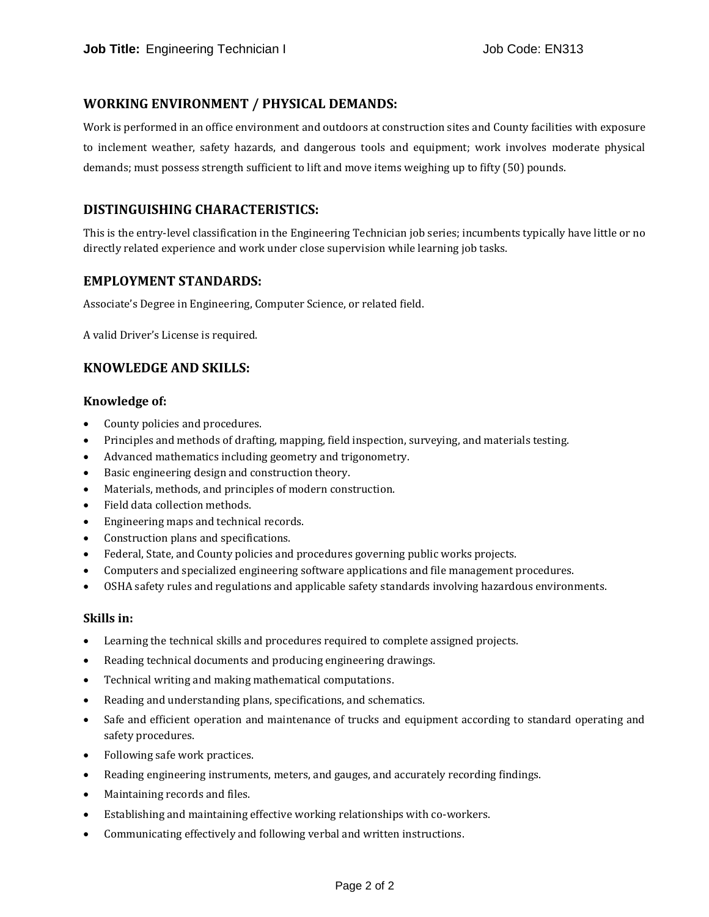## WORKING ENVIRONMENT / PHYSICAL DEMANDS:

Work is performed in an office environment and outdoors at construction sites and County facilities with exposure to inclement weather, safety hazards, and dangerous tools and equipment; work involves moderate physical demands; must possess strength sufficient to lift and move items weighing up to fifty (50) pounds.

## DISTINGUISHING CHARACTERISTICS:

This is the entry-level classification in the Engineering Technician job series; incumbents typically have little or no directly related experience and work under close supervision while learning job tasks.

## EMPLOYMENT STANDARDS:

Associate's Degree in Engineering, Computer Science, or related field.

A valid Driver's License is required.

## KNOWLEDGE AND SKILLS:

### Knowledge of:

- County policies and procedures.
- Principles and methods of drafting, mapping, field inspection, surveying, and materials testing.
- Advanced mathematics including geometry and trigonometry.
- Basic engineering design and construction theory.
- Materials, methods, and principles of modern construction.
- Field data collection methods.
- Engineering maps and technical records.
- Construction plans and specifications.
- Federal, State, and County policies and procedures governing public works projects.
- Computers and specialized engineering software applications and file management procedures.
- OSHA safety rules and regulations and applicable safety standards involving hazardous environments.

### Skills in:

- Learning the technical skills and procedures required to complete assigned projects.
- Reading technical documents and producing engineering drawings.
- Technical writing and making mathematical computations.
- Reading and understanding plans, specifications, and schematics.
- Safe and efficient operation and maintenance of trucks and equipment according to standard operating and safety procedures.
- Following safe work practices.
- Reading engineering instruments, meters, and gauges, and accurately recording findings.
- Maintaining records and files.
- Establishing and maintaining effective working relationships with co-workers.
- Communicating effectively and following verbal and written instructions.